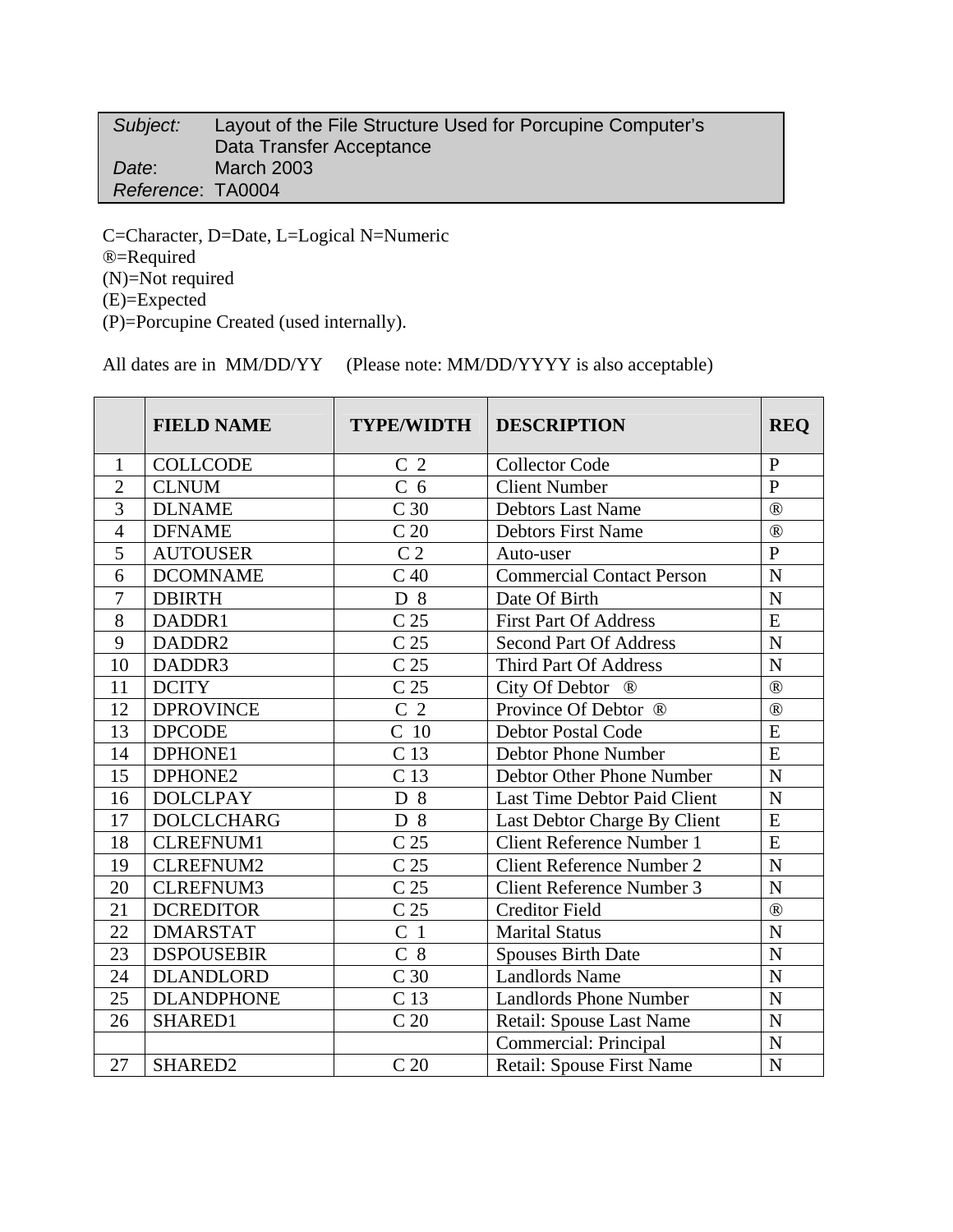| | |
|---|---|
| *Subject:* | Layout of the File Structure Used for Porcupine Computer's Data Transfer Acceptance |
| *Date*: | March 2003 |
| *Reference*: | TA0004 |

C=Character, D=Date, L=Logical N=Numeric
®=Required
(N)=Not required
(E)=Expected
(P)=Porcupine Created (used internally).

All dates are in MM/DD/YY (Please note: MM/DD/YYYY is also acceptable)

| | FIELD NAME | TYPE/WIDTH | DESCRIPTION | REQ |
|---|---|---|---|---|
| 1 | COLLCODE | C 2 | Collector Code | P |
| 2 | CLNUM | C 6 | Client Number | P |
| 3 | DLNAME | C 30 | Debtors Last Name | ® |
| 4 | DFNAME | C 20 | Debtors First Name | ® |
| 5 | AUTOUSER | C 2 | Auto-user | P |
| 6 | DCOMNAME | C 40 | Commercial Contact Person | N |
| 7 | DBIRTH | D 8 | Date Of Birth | N |
| 8 | DADDR1 | C 25 | First Part Of Address | E |
| 9 | DADDR2 | C 25 | Second Part Of Address | N |
| 10 | DADDR3 | C 25 | Third Part Of Address | N |
| 11 | DCITY | C 25 | City Of Debtor ® | ® |
| 12 | DPROVINCE | C 2 | Province Of Debtor ® | ® |
| 13 | DPCODE | C 10 | Debtor Postal Code | E |
| 14 | DPHONE1 | C 13 | Debtor Phone Number | E |
| 15 | DPHONE2 | C 13 | Debtor Other Phone Number | N |
| 16 | DOLCLPAY | D 8 | Last Time Debtor Paid Client | N |
| 17 | DOLCLCHARG | D 8 | Last Debtor Charge By Client | E |
| 18 | CLREFNUM1 | C 25 | Client Reference Number 1 | E |
| 19 | CLREFNUM2 | C 25 | Client Reference Number 2 | N |
| 20 | CLREFNUM3 | C 25 | Client Reference Number 3 | N |
| 21 | DCREDITOR | C 25 | Creditor Field | ® |
| 22 | DMARSTAT | C 1 | Marital Status | N |
| 23 | DSPOUSEBIR | C 8 | Spouses Birth Date | N |
| 24 | DLANDLORD | C 30 | Landlords Name | N |
| 25 | DLANDPHONE | C 13 | Landlords Phone Number | N |
| 26 | SHARED1 | C 20 | Retail: Spouse Last Name | N |
| | | | Commercial: Principal | N |
| 27 | SHARED2 | C 20 | Retail: Spouse First Name | N |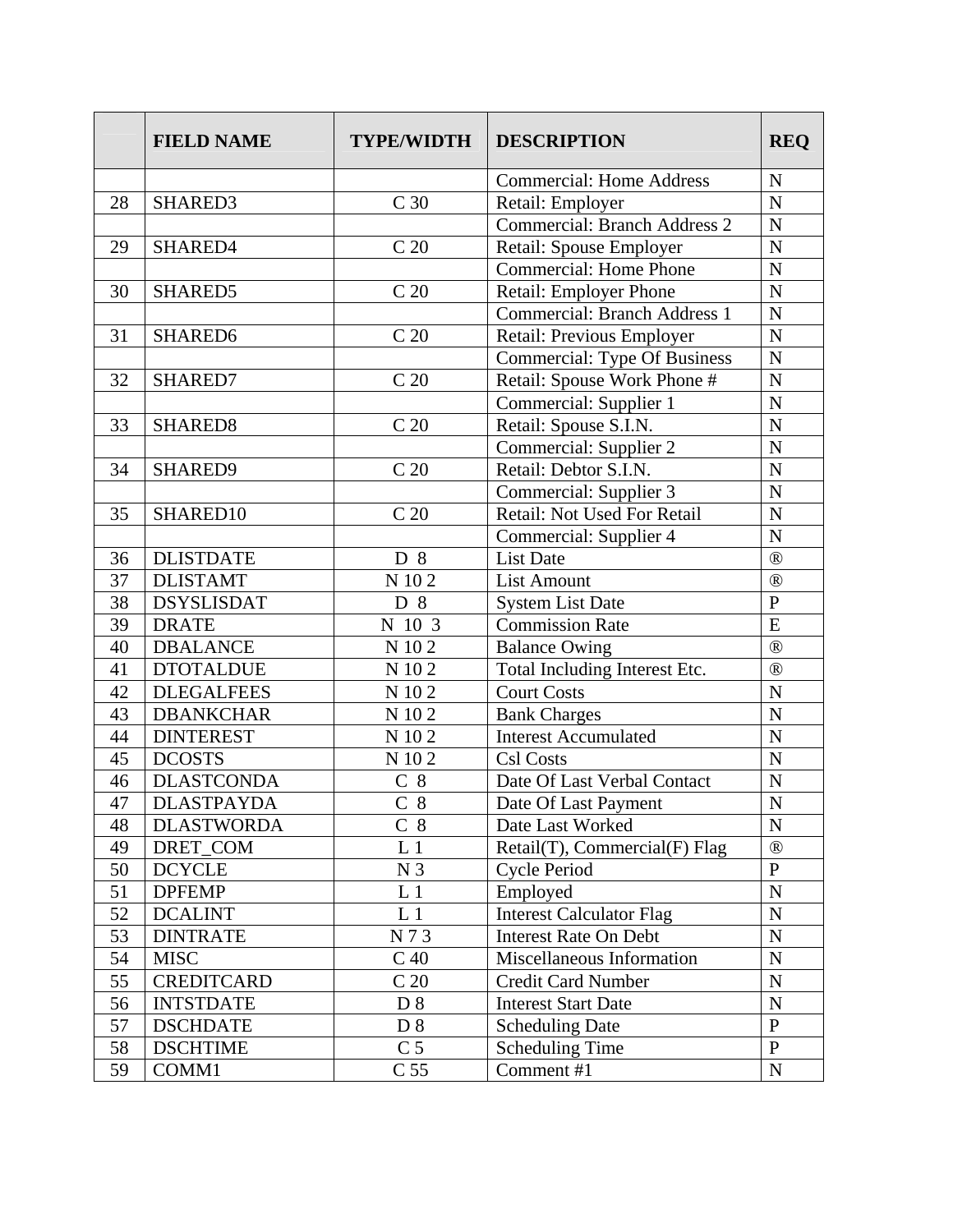| | FIELD NAME | TYPE/WIDTH | DESCRIPTION | REQ |
|---|---|---|---|---|
| | | | Commercial: Home Address | N |
| 28 | SHARED3 | C 30 | Retail: Employer | N |
| | | | Commercial: Branch Address 2 | N |
| 29 | SHARED4 | C 20 | Retail: Spouse Employer | N |
| | | | Commercial: Home Phone | N |
| 30 | SHARED5 | C 20 | Retail: Employer Phone | N |
| | | | Commercial: Branch Address 1 | N |
| 31 | SHARED6 | C 20 | Retail: Previous Employer | N |
| | | | Commercial: Type Of Business | N |
| 32 | SHARED7 | C 20 | Retail: Spouse Work Phone # | N |
| | | | Commercial: Supplier 1 | N |
| 33 | SHARED8 | C 20 | Retail: Spouse S.I.N. | N |
| | | | Commercial: Supplier 2 | N |
| 34 | SHARED9 | C 20 | Retail: Debtor S.I.N. | N |
| | | | Commercial: Supplier 3 | N |
| 35 | SHARED10 | C 20 | Retail: Not Used For Retail | N |
| | | | Commercial: Supplier 4 | N |
| 36 | DLISTDATE | D 8 | List Date | ® |
| 37 | DLISTAMT | N 10 2 | List Amount | ® |
| 38 | DSYSLISDAT | D 8 | System List Date | P |
| 39 | DRATE | N 10 3 | Commission Rate | E |
| 40 | DBALANCE | N 10 2 | Balance Owing | ® |
| 41 | DTOTALDUE | N 10 2 | Total Including Interest Etc. | ® |
| 42 | DLEGALFEES | N 10 2 | Court Costs | N |
| 43 | DBANKCHAR | N 10 2 | Bank Charges | N |
| 44 | DINTEREST | N 10 2 | Interest Accumulated | N |
| 45 | DCOSTS | N 10 2 | Csl Costs | N |
| 46 | DLASTCONDA | C 8 | Date Of Last Verbal Contact | N |
| 47 | DLASTPAYDA | C 8 | Date Of Last Payment | N |
| 48 | DLASTWORDA | C 8 | Date Last Worked | N |
| 49 | DRET_COM | L 1 | Retail(T), Commercial(F) Flag | ® |
| 50 | DCYCLE | N 3 | Cycle Period | P |
| 51 | DPFEMP | L 1 | Employed | N |
| 52 | DCALINT | L 1 | Interest Calculator Flag | N |
| 53 | DINTRATE | N 7 3 | Interest Rate On Debt | N |
| 54 | MISC | C 40 | Miscellaneous Information | N |
| 55 | CREDITCARD | C 20 | Credit Card Number | N |
| 56 | INTSTDATE | D 8 | Interest Start Date | N |
| 57 | DSCHDATE | D 8 | Scheduling Date | P |
| 58 | DSCHTIME | C 5 | Scheduling Time | P |
| 59 | COMM1 | C 55 | Comment #1 | N |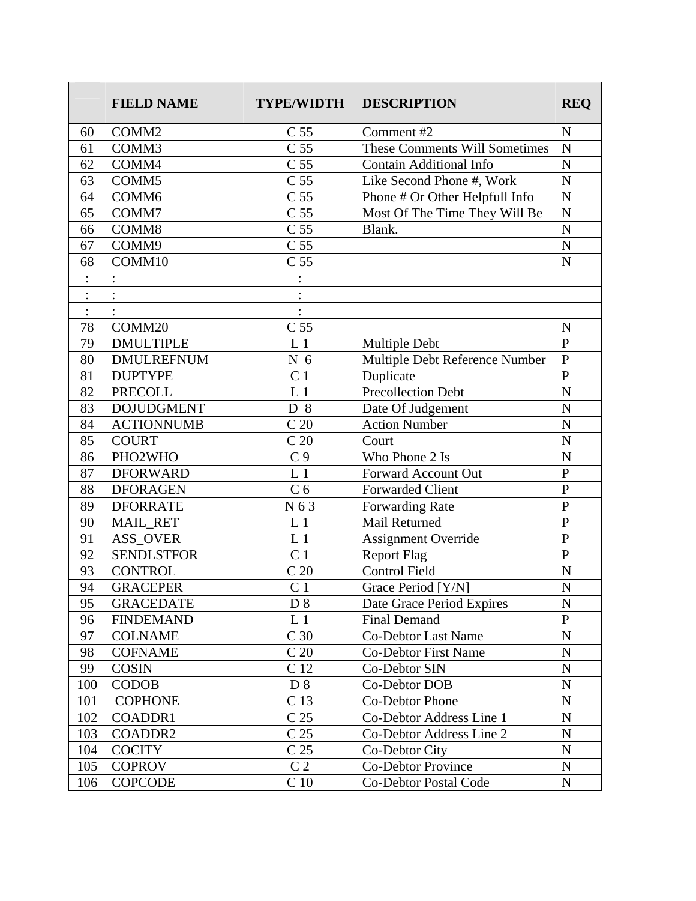| | FIELD NAME | TYPE/WIDTH | DESCRIPTION | REQ |
|---|---|---|---|---|
| 60 | COMM2 | C 55 | Comment #2 | N |
| 61 | COMM3 | C 55 | These Comments Will Sometimes | N |
| 62 | COMM4 | C 55 | Contain Additional Info | N |
| 63 | COMM5 | C 55 | Like Second Phone #, Work | N |
| 64 | COMM6 | C 55 | Phone # Or Other Helpfull Info | N |
| 65 | COMM7 | C 55 | Most Of The Time They Will Be | N |
| 66 | COMM8 | C 55 | Blank. | N |
| 67 | COMM9 | C 55 | | N |
| 68 | COMM10 | C 55 | | N |
| : | : | : | | |
| : | : | : | | |
| : | : | : | | |
| 78 | COMM20 | C 55 | | N |
| 79 | DMULTIPLE | L 1 | Multiple Debt | P |
| 80 | DMULREFNUM | N 6 | Multiple Debt Reference Number | P |
| 81 | DUPTYPE | C 1 | Duplicate | P |
| 82 | PRECOLL | L 1 | Precollection Debt | N |
| 83 | DOJUDGMENT | D 8 | Date Of Judgement | N |
| 84 | ACTIONNUMB | C 20 | Action Number | N |
| 85 | COURT | C 20 | Court | N |
| 86 | PHO2WHO | C 9 | Who Phone 2 Is | N |
| 87 | DFORWARD | L 1 | Forward Account Out | P |
| 88 | DFORAGEN | C 6 | Forwarded Client | P |
| 89 | DFORRATE | N 6 3 | Forwarding Rate | P |
| 90 | MAIL_RET | L 1 | Mail Returned | P |
| 91 | ASS_OVER | L 1 | Assignment Override | P |
| 92 | SENDLSTFOR | C 1 | Report Flag | P |
| 93 | CONTROL | C 20 | Control Field | N |
| 94 | GRACEPER | C 1 | Grace Period [Y/N] | N |
| 95 | GRACEDATE | D 8 | Date Grace Period Expires | N |
| 96 | FINDEMAND | L 1 | Final Demand | P |
| 97 | COLNAME | C 30 | Co-Debtor Last Name | N |
| 98 | COFNAME | C 20 | Co-Debtor First Name | N |
| 99 | COSIN | C 12 | Co-Debtor SIN | N |
| 100 | CODOB | D 8 | Co-Debtor DOB | N |
| 101 | COPHONE | C 13 | Co-Debtor Phone | N |
| 102 | COADDR1 | C 25 | Co-Debtor Address Line 1 | N |
| 103 | COADDR2 | C 25 | Co-Debtor Address Line 2 | N |
| 104 | COCITY | C 25 | Co-Debtor City | N |
| 105 | COPROV | C 2 | Co-Debtor Province | N |
| 106 | COPCODE | C 10 | Co-Debtor Postal Code | N |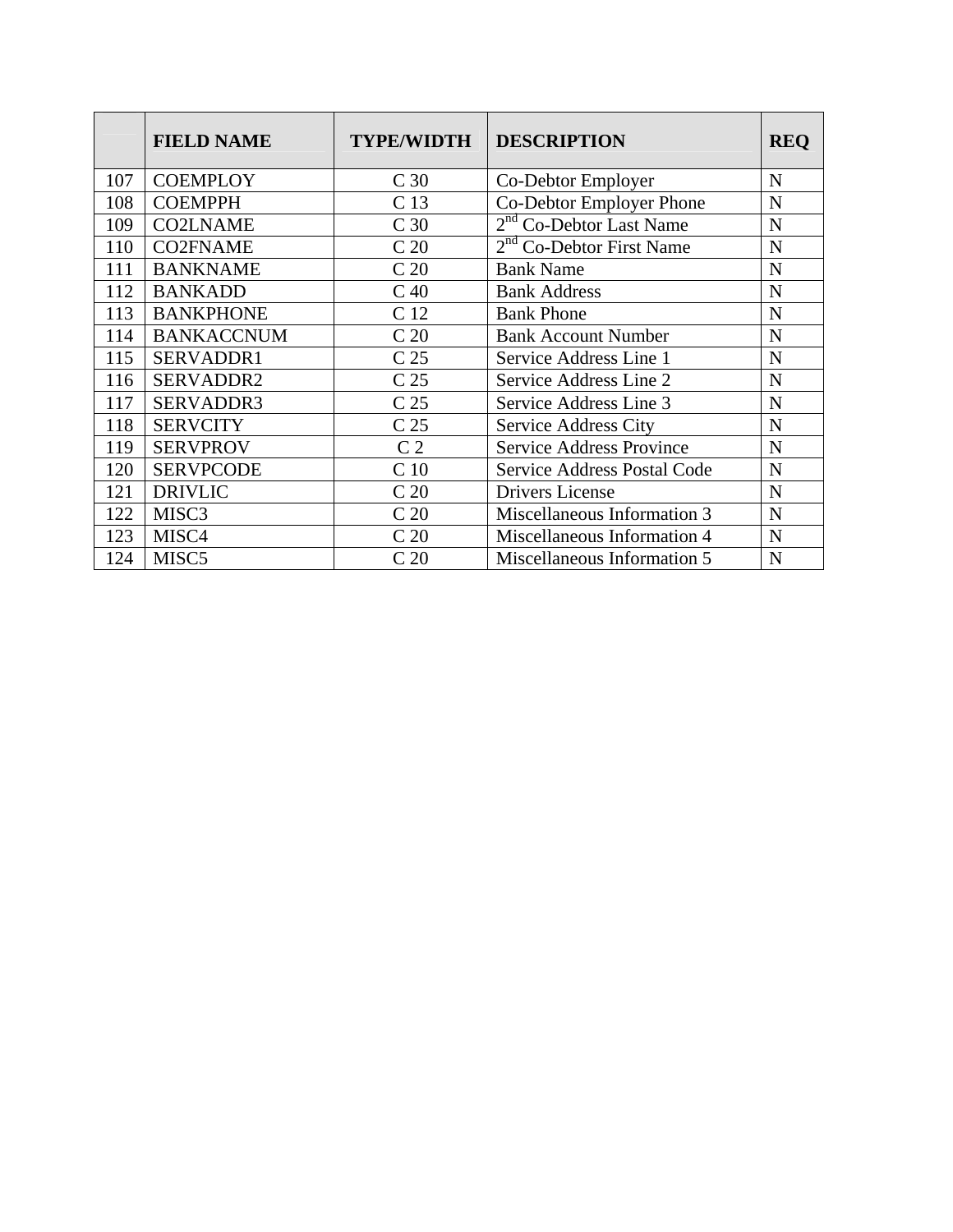| | FIELD NAME | TYPE/WIDTH | DESCRIPTION | REQ |
|---|---|---|---|---|
| 107 | COEMPLOY | C 30 | Co-Debtor Employer | N |
| 108 | COEMPPH | C 13 | Co-Debtor Employer Phone | N |
| 109 | CO2LNAME | C 30 | 2nd Co-Debtor Last Name | N |
| 110 | CO2FNAME | C 20 | 2nd Co-Debtor First Name | N |
| 111 | BANKNAME | C 20 | Bank Name | N |
| 112 | BANKADD | C 40 | Bank Address | N |
| 113 | BANKPHONE | C 12 | Bank Phone | N |
| 114 | BANKACCNUM | C 20 | Bank Account Number | N |
| 115 | SERVADDR1 | C 25 | Service Address Line 1 | N |
| 116 | SERVADDR2 | C 25 | Service Address Line 2 | N |
| 117 | SERVADDR3 | C 25 | Service Address Line 3 | N |
| 118 | SERVCITY | C 25 | Service Address City | N |
| 119 | SERVPROV | C 2 | Service Address Province | N |
| 120 | SERVPCODE | C 10 | Service Address Postal Code | N |
| 121 | DRIVLIC | C 20 | Drivers License | N |
| 122 | MISC3 | C 20 | Miscellaneous Information 3 | N |
| 123 | MISC4 | C 20 | Miscellaneous Information 4 | N |
| 124 | MISC5 | C 20 | Miscellaneous Information 5 | N |